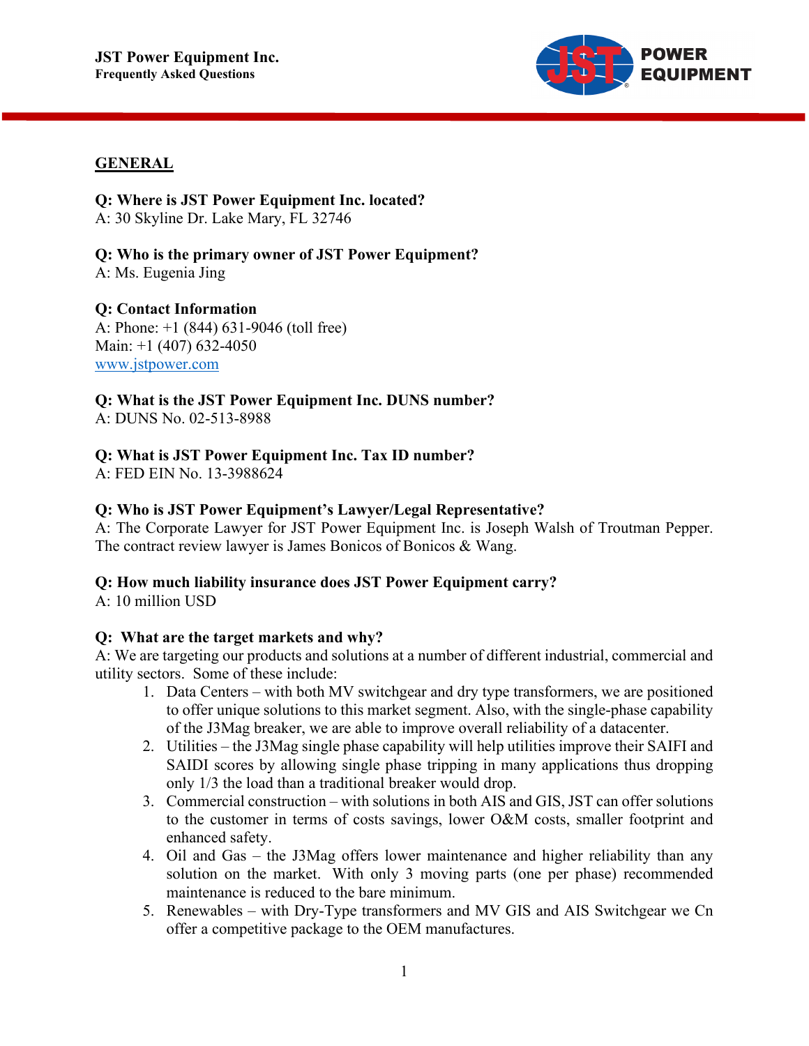## GENERAL

**Q: Where is JST Power Equipment Inc. located?**
A: 30 Skyline Dr. Lake Mary, FL 32746

**Q: Who is the primary owner of JST Power Equipment?**
A: Ms. Eugenia Jing

**Q: Contact Information**
A: Phone: +1 (844) 631-9046 (toll free)
Main: +1 (407) 632-4050
www.jstpower.com

**Q: What is the JST Power Equipment Inc. DUNS number?**
A: DUNS No. 02-513-8988

**Q: What is JST Power Equipment Inc. Tax ID number?**
A: FED EIN No. 13-3988624

**Q: Who is JST Power Equipment's Lawyer/Legal Representative?**
A: The Corporate Lawyer for JST Power Equipment Inc. is Joseph Walsh of Troutman Pepper. The contract review lawyer is James Bonicos of Bonicos & Wang.

**Q: How much liability insurance does JST Power Equipment carry?**
A: 10 million USD

**Q: What are the target markets and why?**
A: We are targeting our products and solutions at a number of different industrial, commercial and utility sectors. Some of these include:

1. Data Centers – with both MV switchgear and dry type transformers, we are positioned to offer unique solutions to this market segment. Also, with the single-phase capability of the J3Mag breaker, we are able to improve overall reliability of a datacenter.
2. Utilities – the J3Mag single phase capability will help utilities improve their SAIFI and SAIDI scores by allowing single phase tripping in many applications thus dropping only 1/3 the load than a traditional breaker would drop.
3. Commercial construction – with solutions in both AIS and GIS, JST can offer solutions to the customer in terms of costs savings, lower O&M costs, smaller footprint and enhanced safety.
4. Oil and Gas – the J3Mag offers lower maintenance and higher reliability than any solution on the market. With only 3 moving parts (one per phase) recommended maintenance is reduced to the bare minimum.
5. Renewables – with Dry-Type transformers and MV GIS and AIS Switchgear we Cn offer a competitive package to the OEM manufactures.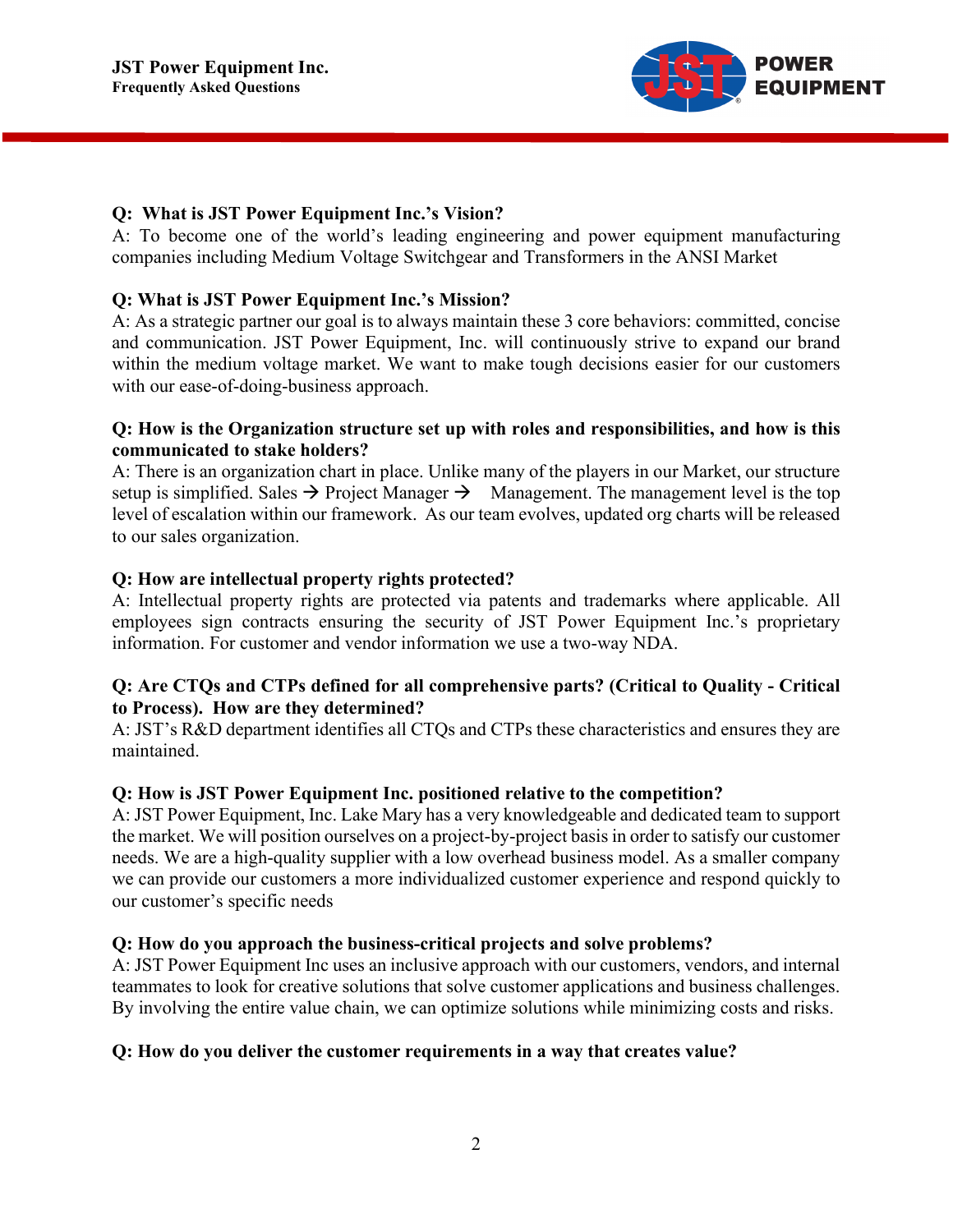**Q: What is JST Power Equipment Inc.'s Vision?**
A: To become one of the world's leading engineering and power equipment manufacturing companies including Medium Voltage Switchgear and Transformers in the ANSI Market

**Q: What is JST Power Equipment Inc.'s Mission?**
A: As a strategic partner our goal is to always maintain these 3 core behaviors: committed, concise and communication. JST Power Equipment, Inc. will continuously strive to expand our brand within the medium voltage market. We want to make tough decisions easier for our customers with our ease-of-doing-business approach.

**Q: How is the Organization structure set up with roles and responsibilities, and how is this communicated to stake holders?**
A: There is an organization chart in place. Unlike many of the players in our Market, our structure setup is simplified. Sales → Project Manager → Management. The management level is the top level of escalation within our framework. As our team evolves, updated org charts will be released to our sales organization.

**Q: How are intellectual property rights protected?**
A: Intellectual property rights are protected via patents and trademarks where applicable. All employees sign contracts ensuring the security of JST Power Equipment Inc.'s proprietary information. For customer and vendor information we use a two-way NDA.

**Q: Are CTQs and CTPs defined for all comprehensive parts? (Critical to Quality - Critical to Process). How are they determined?**
A: JST's R&D department identifies all CTQs and CTPs these characteristics and ensures they are maintained.

**Q: How is JST Power Equipment Inc. positioned relative to the competition?**
A: JST Power Equipment, Inc. Lake Mary has a very knowledgeable and dedicated team to support the market. We will position ourselves on a project-by-project basis in order to satisfy our customer needs. We are a high-quality supplier with a low overhead business model. As a smaller company we can provide our customers a more individualized customer experience and respond quickly to our customer's specific needs

**Q: How do you approach the business-critical projects and solve problems?**
A: JST Power Equipment Inc uses an inclusive approach with our customers, vendors, and internal teammates to look for creative solutions that solve customer applications and business challenges. By involving the entire value chain, we can optimize solutions while minimizing costs and risks.

**Q: How do you deliver the customer requirements in a way that creates value?**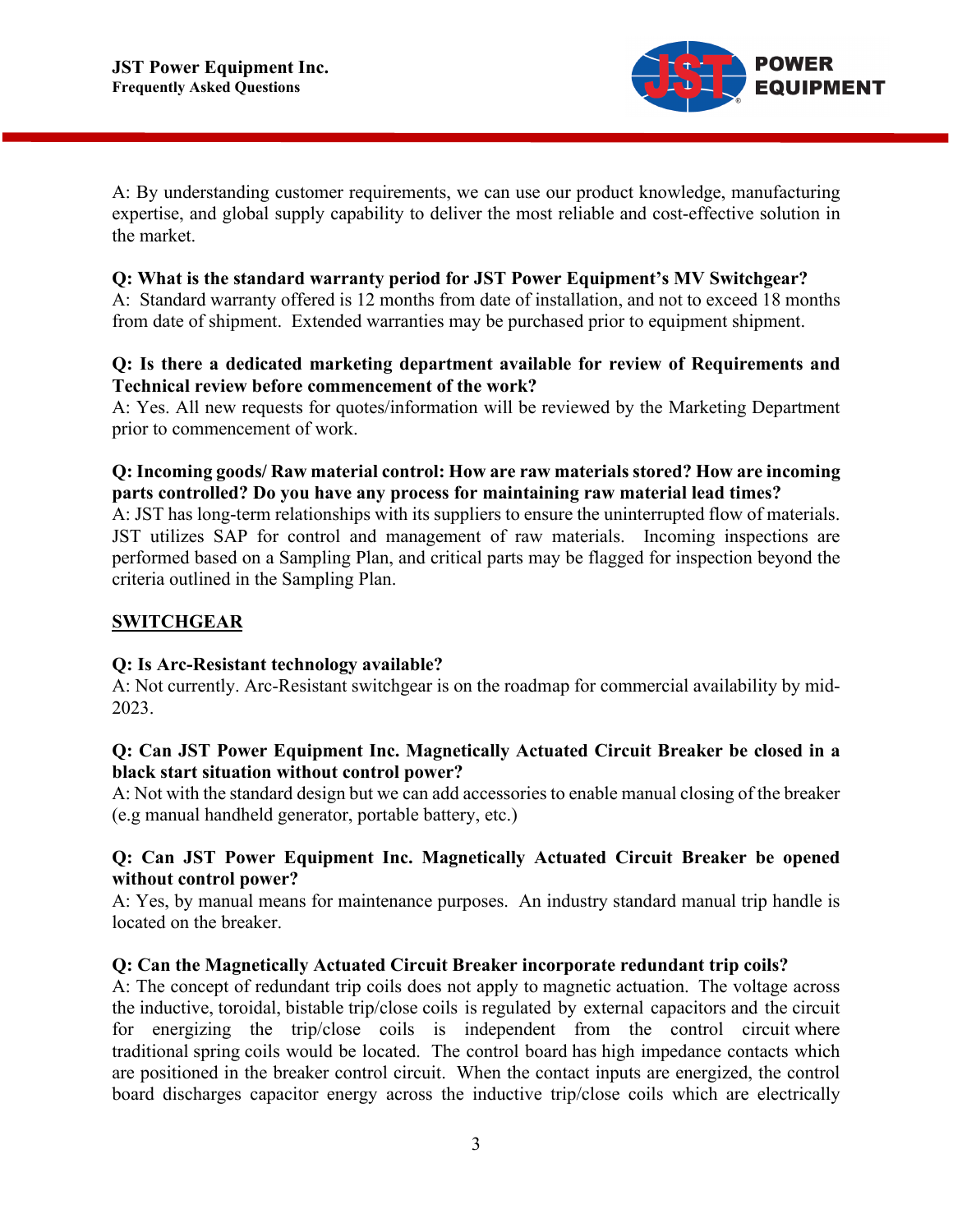A: By understanding customer requirements, we can use our product knowledge, manufacturing expertise, and global supply capability to deliver the most reliable and cost-effective solution in the market.

**Q: What is the standard warranty period for JST Power Equipment's MV Switchgear?**
A: Standard warranty offered is 12 months from date of installation, and not to exceed 18 months from date of shipment. Extended warranties may be purchased prior to equipment shipment.

**Q: Is there a dedicated marketing department available for review of Requirements and Technical review before commencement of the work?**
A: Yes. All new requests for quotes/information will be reviewed by the Marketing Department prior to commencement of work.

**Q: Incoming goods/ Raw material control: How are raw materials stored? How are incoming parts controlled? Do you have any process for maintaining raw material lead times?**
A: JST has long-term relationships with its suppliers to ensure the uninterrupted flow of materials. JST utilizes SAP for control and management of raw materials. Incoming inspections are performed based on a Sampling Plan, and critical parts may be flagged for inspection beyond the criteria outlined in the Sampling Plan.

## SWITCHGEAR

**Q: Is Arc-Resistant technology available?**
A: Not currently. Arc-Resistant switchgear is on the roadmap for commercial availability by mid-2023.

**Q: Can JST Power Equipment Inc. Magnetically Actuated Circuit Breaker be closed in a black start situation without control power?**
A: Not with the standard design but we can add accessories to enable manual closing of the breaker (e.g manual handheld generator, portable battery, etc.)

**Q: Can JST Power Equipment Inc. Magnetically Actuated Circuit Breaker be opened without control power?**
A: Yes, by manual means for maintenance purposes. An industry standard manual trip handle is located on the breaker.

**Q: Can the Magnetically Actuated Circuit Breaker incorporate redundant trip coils?**
A: The concept of redundant trip coils does not apply to magnetic actuation. The voltage across the inductive, toroidal, bistable trip/close coils is regulated by external capacitors and the circuit for energizing the trip/close coils is independent from the control circuit where traditional spring coils would be located. The control board has high impedance contacts which are positioned in the breaker control circuit. When the contact inputs are energized, the control board discharges capacitor energy across the inductive trip/close coils which are electrically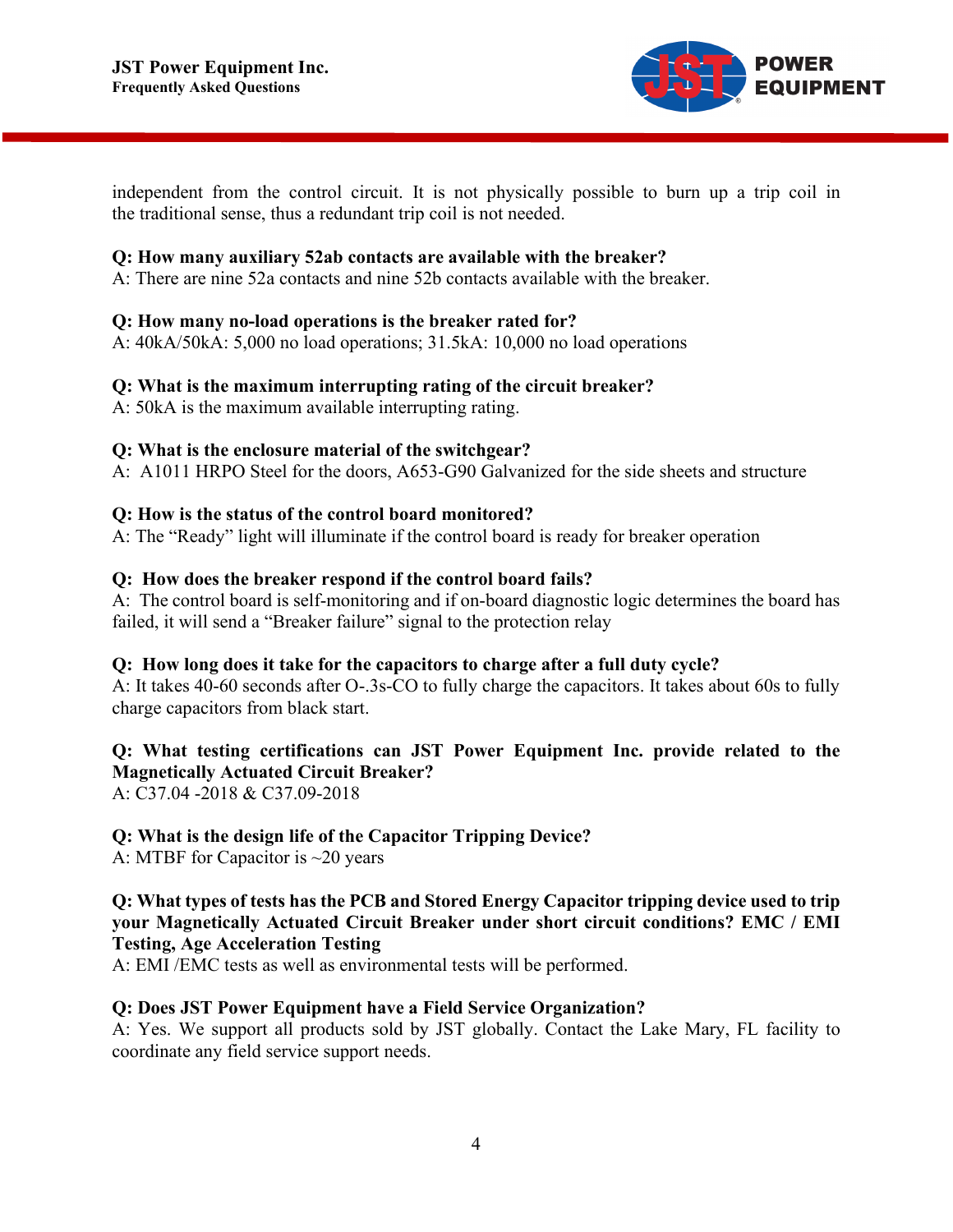independent from the control circuit. It is not physically possible to burn up a trip coil in the traditional sense, thus a redundant trip coil is not needed.

**Q: How many auxiliary 52ab contacts are available with the breaker?**
A: There are nine 52a contacts and nine 52b contacts available with the breaker.

**Q: How many no-load operations is the breaker rated for?**
A: 40kA/50kA: 5,000 no load operations; 31.5kA: 10,000 no load operations

**Q: What is the maximum interrupting rating of the circuit breaker?**
A: 50kA is the maximum available interrupting rating.

**Q: What is the enclosure material of the switchgear?**
A: A1011 HRPO Steel for the doors, A653-G90 Galvanized for the side sheets and structure

**Q: How is the status of the control board monitored?**
A: The "Ready" light will illuminate if the control board is ready for breaker operation

**Q: How does the breaker respond if the control board fails?**
A: The control board is self-monitoring and if on-board diagnostic logic determines the board has failed, it will send a "Breaker failure" signal to the protection relay

**Q: How long does it take for the capacitors to charge after a full duty cycle?**
A: It takes 40-60 seconds after O-.3s-CO to fully charge the capacitors. It takes about 60s to fully charge capacitors from black start.

**Q: What testing certifications can JST Power Equipment Inc. provide related to the Magnetically Actuated Circuit Breaker?**
A: C37.04 -2018 & C37.09-2018

**Q: What is the design life of the Capacitor Tripping Device?**
A: MTBF for Capacitor is ~20 years

**Q: What types of tests has the PCB and Stored Energy Capacitor tripping device used to trip your Magnetically Actuated Circuit Breaker under short circuit conditions? EMC / EMI Testing, Age Acceleration Testing**
A: EMI /EMC tests as well as environmental tests will be performed.

**Q: Does JST Power Equipment have a Field Service Organization?**
A: Yes. We support all products sold by JST globally. Contact the Lake Mary, FL facility to coordinate any field service support needs.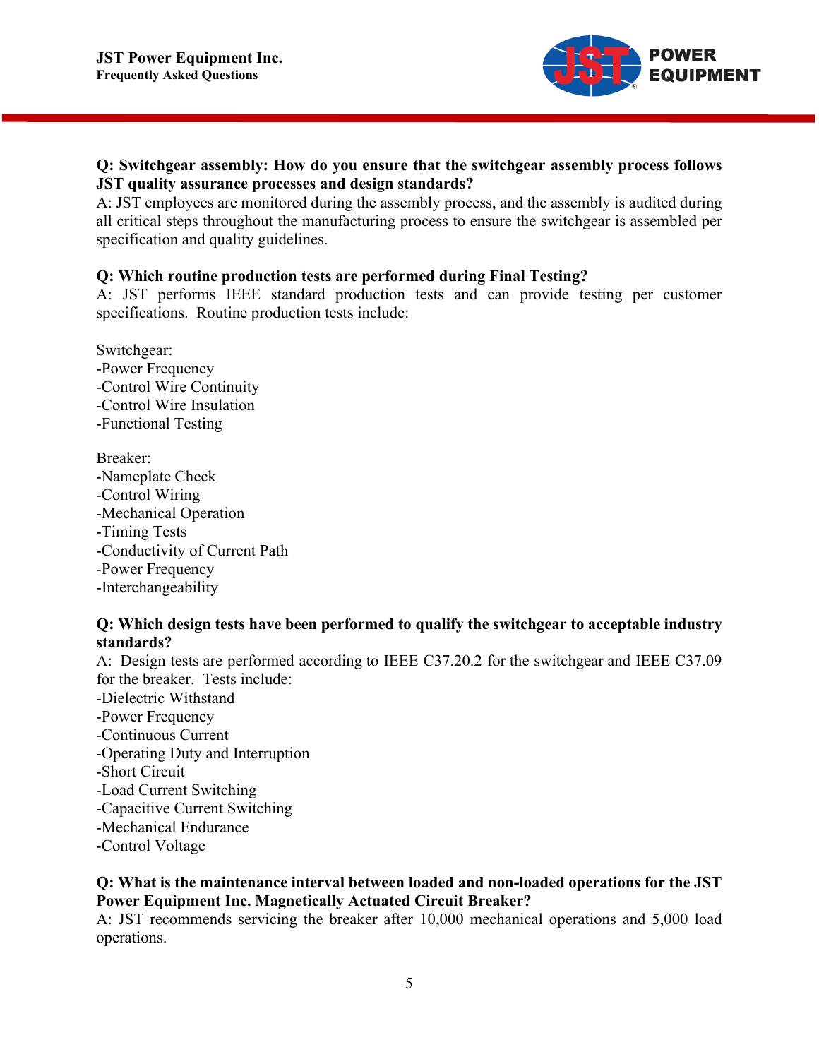**Q: Switchgear assembly: How do you ensure that the switchgear assembly process follows JST quality assurance processes and design standards?**

A: JST employees are monitored during the assembly process, and the assembly is audited during all critical steps throughout the manufacturing process to ensure the switchgear is assembled per specification and quality guidelines.

**Q: Which routine production tests are performed during Final Testing?**

A: JST performs IEEE standard production tests and can provide testing per customer specifications. Routine production tests include:

Switchgear:
-Power Frequency
-Control Wire Continuity
-Control Wire Insulation
-Functional Testing

Breaker:
-Nameplate Check
-Control Wiring
-Mechanical Operation
-Timing Tests
-Conductivity of Current Path
-Power Frequency
-Interchangeability

**Q: Which design tests have been performed to qualify the switchgear to acceptable industry standards?**

A: Design tests are performed according to IEEE C37.20.2 for the switchgear and IEEE C37.09 for the breaker. Tests include:
-Dielectric Withstand
-Power Frequency
-Continuous Current
-Operating Duty and Interruption
-Short Circuit
-Load Current Switching
-Capacitive Current Switching
-Mechanical Endurance
-Control Voltage

**Q: What is the maintenance interval between loaded and non-loaded operations for the JST Power Equipment Inc. Magnetically Actuated Circuit Breaker?**

A: JST recommends servicing the breaker after 10,000 mechanical operations and 5,000 load operations.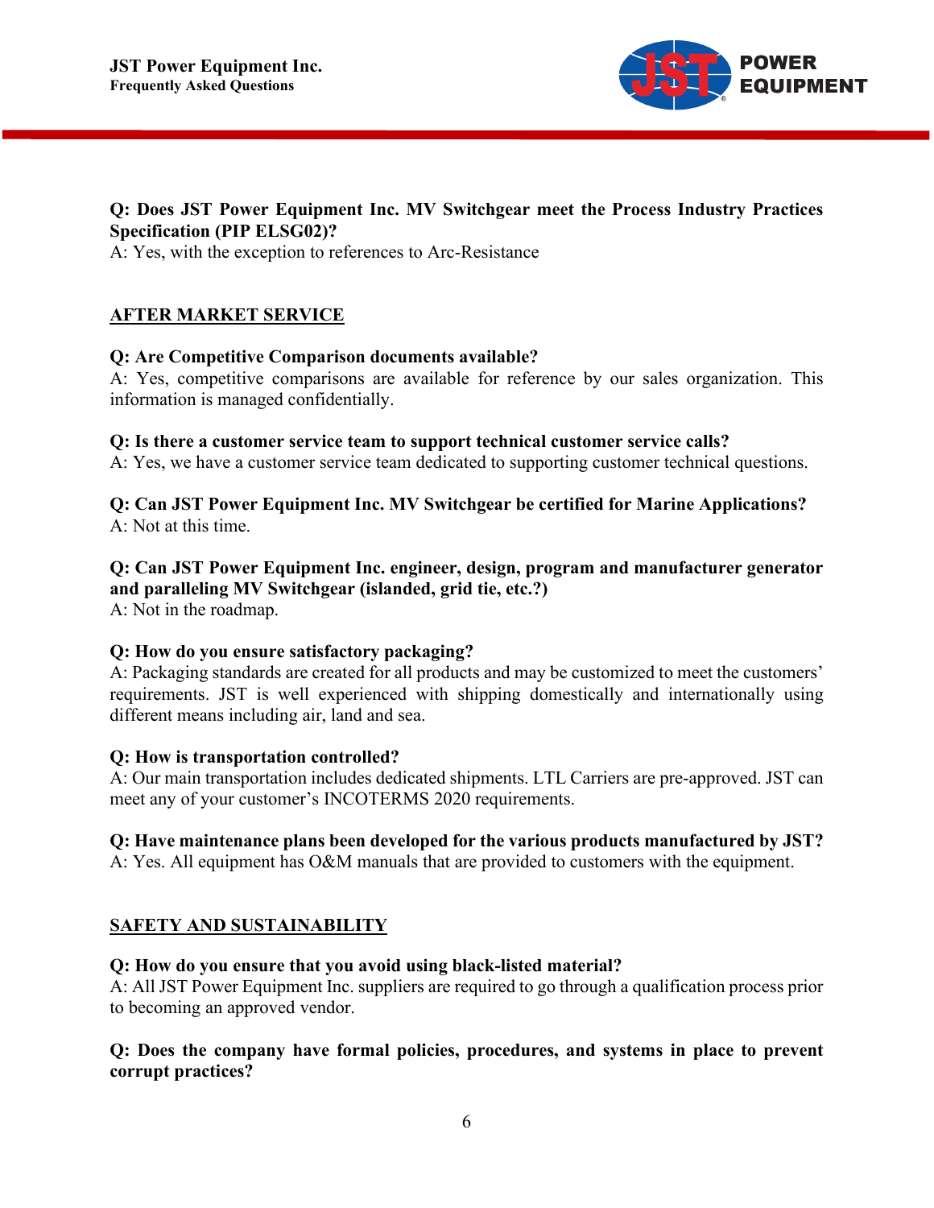**Q: Does JST Power Equipment Inc. MV Switchgear meet the Process Industry Practices Specification (PIP ELSG02)?**
A: Yes, with the exception to references to Arc-Resistance

## AFTER MARKET SERVICE

**Q: Are Competitive Comparison documents available?**
A: Yes, competitive comparisons are available for reference by our sales organization. This information is managed confidentially.

**Q: Is there a customer service team to support technical customer service calls?**
A: Yes, we have a customer service team dedicated to supporting customer technical questions.

**Q: Can JST Power Equipment Inc. MV Switchgear be certified for Marine Applications?**
A: Not at this time.

**Q: Can JST Power Equipment Inc. engineer, design, program and manufacturer generator and paralleling MV Switchgear (islanded, grid tie, etc.?)**
A: Not in the roadmap.

**Q: How do you ensure satisfactory packaging?**
A: Packaging standards are created for all products and may be customized to meet the customers' requirements. JST is well experienced with shipping domestically and internationally using different means including air, land and sea.

**Q: How is transportation controlled?**
A: Our main transportation includes dedicated shipments. LTL Carriers are pre-approved. JST can meet any of your customer's INCOTERMS 2020 requirements.

**Q: Have maintenance plans been developed for the various products manufactured by JST?**
A: Yes. All equipment has O&M manuals that are provided to customers with the equipment.

## SAFETY AND SUSTAINABILITY

**Q: How do you ensure that you avoid using black-listed material?**
A: All JST Power Equipment Inc. suppliers are required to go through a qualification process prior to becoming an approved vendor.

**Q: Does the company have formal policies, procedures, and systems in place to prevent corrupt practices?**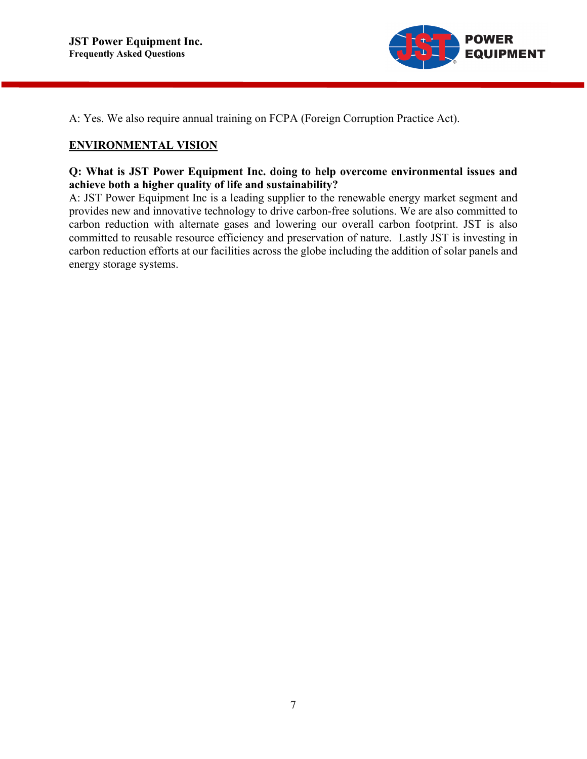A: Yes. We also require annual training on FCPA (Foreign Corruption Practice Act).

## ENVIRONMENTAL VISION

**Q: What is JST Power Equipment Inc. doing to help overcome environmental issues and achieve both a higher quality of life and sustainability?**

A: JST Power Equipment Inc is a leading supplier to the renewable energy market segment and provides new and innovative technology to drive carbon-free solutions. We are also committed to carbon reduction with alternate gases and lowering our overall carbon footprint. JST is also committed to reusable resource efficiency and preservation of nature. Lastly JST is investing in carbon reduction efforts at our facilities across the globe including the addition of solar panels and energy storage systems.